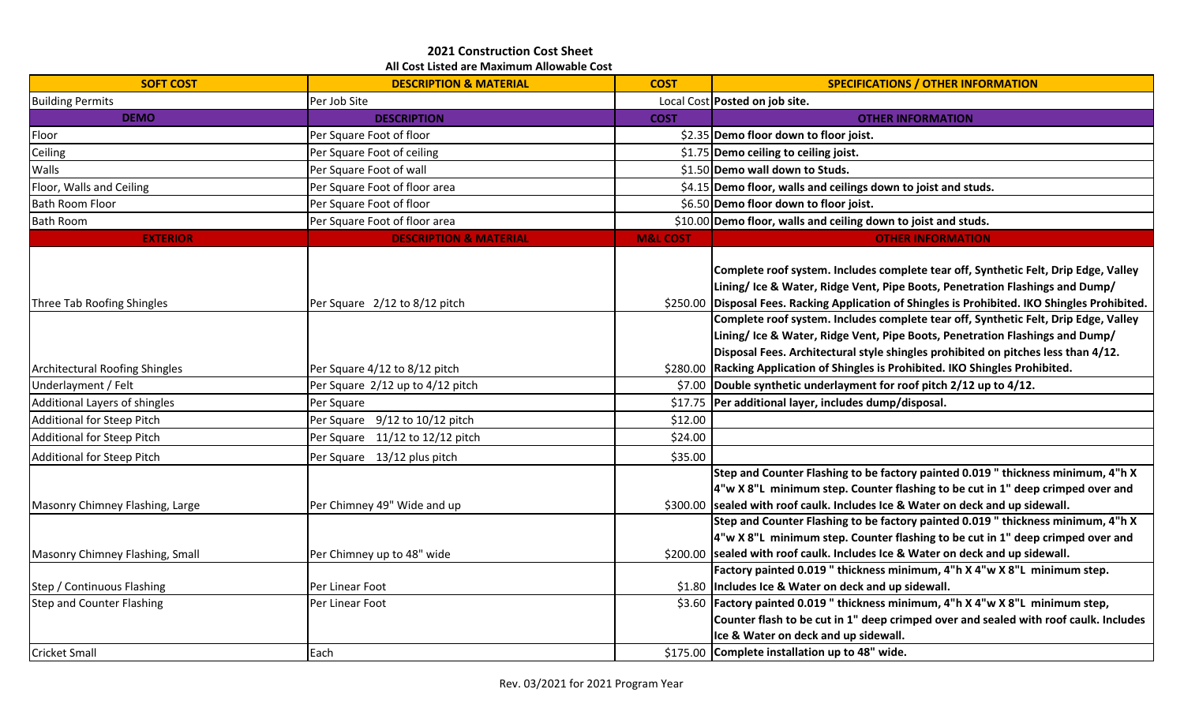## 2021 Construction Cost Sheet

**All Cost Listed are Maximum Allowable Cost**

| SOFT COST | DESCRIPTION & MATERIAL | COST | SPECIFICATIONS / OTHER INFORMATION |
|---|---|---|---|
| Building Permits | Per Job Site | Local Cost | **Posted on job site.** |
| **DEMO** | **DESCRIPTION** | **COST** | **OTHER INFORMATION** |
| Floor | Per Square Foot of floor | $2.35 | **Demo floor down to floor joist.** |
| Ceiling | Per Square Foot of ceiling | $1.75 | **Demo ceiling to ceiling joist.** |
| Walls | Per Square Foot of wall | $1.50 | **Demo wall down to Studs.** |
| Floor, Walls and Ceiling | Per Square Foot of floor area | $4.15 | **Demo floor, walls and ceilings down to joist and studs.** |
| Bath Room Floor | Per Square Foot of floor | $6.50 | **Demo floor down to floor joist.** |
| Bath Room | Per Square Foot of floor area | $10.00 | **Demo floor, walls and ceiling down to joist and studs.** |
| **EXTERIOR** | **DESCRIPTION & MATERIAL** | **M&L COST** | **OTHER INFORMATION** |
| Three Tab Roofing Shingles | Per Square 2/12 to 8/12 pitch | $250.00 | **Complete roof system. Includes complete tear off, Synthetic Felt, Drip Edge, Valley Lining/ Ice & Water, Ridge Vent, Pipe Boots, Penetration Flashings and Dump/ Disposal Fees. Racking Application of Shingles is Prohibited. IKO Shingles Prohibited.** |
| Architectural Roofing Shingles | Per Square 4/12 to 8/12 pitch | $280.00 | **Complete roof system. Includes complete tear off, Synthetic Felt, Drip Edge, Valley Lining/ Ice & Water, Ridge Vent, Pipe Boots, Penetration Flashings and Dump/ Disposal Fees. Architectural style shingles prohibited on pitches less than 4/12. Racking Application of Shingles is Prohibited. IKO Shingles Prohibited.** |
| Underlayment / Felt | Per Square 2/12 up to 4/12 pitch | $7.00 | **Double synthetic underlayment for roof pitch 2/12 up to 4/12.** |
| Additional Layers of shingles | Per Square | $17.75 | **Per additional layer, includes dump/disposal.** |
| Additional for Steep Pitch | Per Square 9/12 to 10/12 pitch | $12.00 | |
| Additional for Steep Pitch | Per Square 11/12 to 12/12 pitch | $24.00 | |
| Additional for Steep Pitch | Per Square 13/12 plus pitch | $35.00 | |
| Masonry Chimney Flashing, Large | Per Chimney 49" Wide and up | $300.00 | **Step and Counter Flashing to be factory painted 0.019 " thickness minimum, 4"h X 4"w X 8"L minimum step. Counter flashing to be cut in 1" deep crimped over and sealed with roof caulk. Includes Ice & Water on deck and up sidewall.** |
| Masonry Chimney Flashing, Small | Per Chimney up to 48" wide | $200.00 | **Step and Counter Flashing to be factory painted 0.019 " thickness minimum, 4"h X 4"w X 8"L minimum step. Counter flashing to be cut in 1" deep crimped over and sealed with roof caulk. Includes Ice & Water on deck and up sidewall.** |
| Step / Continuous Flashing | Per Linear Foot | $1.80 | **Factory painted 0.019 " thickness minimum, 4"h X 4"w X 8"L minimum step. Includes Ice & Water on deck and up sidewall.** |
| Step and Counter Flashing | Per Linear Foot | $3.60 | **Factory painted 0.019 " thickness minimum, 4"h X 4"w X 8"L minimum step, Counter flash to be cut in 1" deep crimped over and sealed with roof caulk. Includes Ice & Water on deck and up sidewall.** |
| Cricket Small | Each | $175.00 | **Complete installation up to 48" wide.** |

Rev. 03/2021 for 2021 Program Year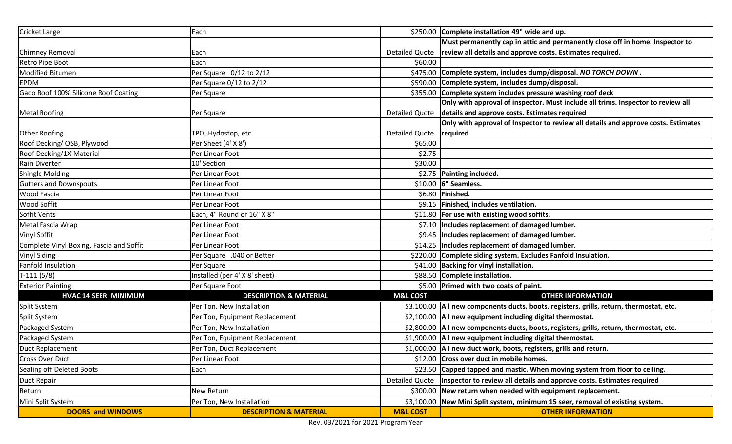| Cricket Large | Each | $250.00 | **Complete installation 49" wide and up.** |
|---|---|---|---|
| Chimney Removal | Each | Detailed Quote | **Must permanently cap in attic and permanently close off in home. Inspector to review all details and approve costs. Estimates required.** |
| Retro Pipe Boot | Each | $60.00 | |
| Modified Bitumen | Per Square 0/12 to 2/12 | $475.00 | **Complete system, includes dump/disposal. *NO TORCH DOWN*.** |
| EPDM | Per Square 0/12 to 2/12 | $590.00 | **Complete system, includes dump/disposal.** |
| Gaco Roof 100% Silicone Roof Coating | Per Square | $355.00 | **Complete system includes pressure washing roof deck** |
| Metal Roofing | Per Square | Detailed Quote | **Only with approval of inspector. Must include all trims. Inspector to review all details and approve costs. Estimates required** |
| Other Roofing | TPO, Hydostop, etc. | Detailed Quote | **Only with approval of Inspector to review all details and approve costs. Estimates required** |
| Roof Decking/ OSB, Plywood | Per Sheet (4' X 8') | $65.00 | |
| Roof Decking/1X Material | Per Linear Foot | $2.75 | |
| Rain Diverter | 10' Section | $30.00 | |
| Shingle Molding | Per Linear Foot | $2.75 | **Painting included.** |
| Gutters and Downspouts | Per Linear Foot | $10.00 | **6" Seamless.** |
| Wood Fascia | Per Linear Foot | $6.80 | **Finished.** |
| Wood Soffit | Per Linear Foot | $9.15 | **Finished, includes ventilation.** |
| Soffit Vents | Each, 4" Round or 16" X 8" | $11.80 | **For use with existing wood soffits.** |
| Metal Fascia Wrap | Per Linear Foot | $7.10 | **Includes replacement of damaged lumber.** |
| Vinyl Soffit | Per Linear Foot | $9.45 | **Includes replacement of damaged lumber.** |
| Complete Vinyl Boxing, Fascia and Soffit | Per Linear Foot | $14.25 | **Includes replacement of damaged lumber.** |
| Vinyl Siding | Per Square .040 or Better | $220.00 | **Complete siding system. Excludes Fanfold Insulation.** |
| Fanfold Insulation | Per Square | $41.00 | **Backing for vinyl installation.** |
| T-111 (5/8) | Installed (per 4' X 8' sheet) | $88.50 | **Complete installation.** |
| Exterior Painting | Per Square Foot | $5.00 | **Primed with two coats of paint.** |
| **HVAC 14 SEER MINIMUM** | **DESCRIPTION & MATERIAL** | **M&L COST** | **OTHER INFORMATION** |
| Split System | Per Ton, New Installation | $3,100.00 | **All new components ducts, boots, registers, grills, return, thermostat, etc.** |
| Split System | Per Ton, Equipment Replacement | $2,100.00 | **All new equipment including digital thermostat.** |
| Packaged System | Per Ton, New Installation | $2,800.00 | **All new components ducts, boots, registers, grills, return, thermostat, etc.** |
| Packaged System | Per Ton, Equipment Replacement | $1,900.00 | **All new equipment including digital thermostat.** |
| Duct Replacement | Per Ton, Duct Replacement | $1,000.00 | **All new duct work, boots, registers, grills and return.** |
| Cross Over Duct | Per Linear Foot | $12.00 | **Cross over duct in mobile homes.** |
| Sealing off Deleted Boots | Each | $23.50 | **Capped tapped and mastic. When moving system from floor to ceiling.** |
| Duct Repair | | Detailed Quote | **Inspector to review all details and approve costs. Estimates required** |
| Return | New Return | $300.00 | **New return when needed with equipment replacement.** |
| Mini Split System | Per Ton, New Installation | $3,100.00 | **New Mini Split system, minimum 15 seer, removal of existing system.** |
| **DOORS and WINDOWS** | **DESCRIPTION & MATERIAL** | **M&L COST** | **OTHER INFORMATION** |

Rev. 03/2021 for 2021 Program Year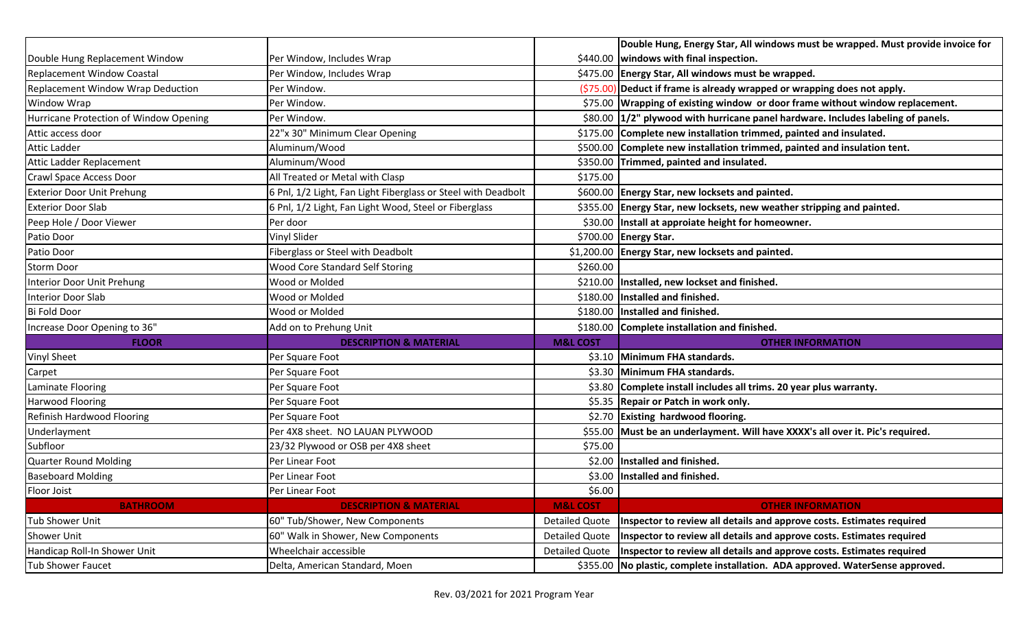| | | | |
|---|---|---|---|
| Double Hung Replacement Window | Per Window, Includes Wrap | $440.00 | **Double Hung, Energy Star, All windows must be wrapped. Must provide invoice for windows with final inspection.** |
| Replacement Window Coastal | Per Window, Includes Wrap | $475.00 | **Energy Star, All windows must be wrapped.** |
| Replacement Window Wrap Deduction | Per Window. | ($75.00) | **Deduct if frame is already wrapped or wrapping does not apply.** |
| Window Wrap | Per Window. | $75.00 | **Wrapping of existing window or door frame without window replacement.** |
| Hurricane Protection of Window Opening | Per Window. | $80.00 | **1/2" plywood with hurricane panel hardware. Includes labeling of panels.** |
| Attic access door | 22"x 30" Minimum Clear Opening | $175.00 | **Complete new installation trimmed, painted and insulated.** |
| Attic Ladder | Aluminum/Wood | $500.00 | **Complete new installation trimmed, painted and insulation tent.** |
| Attic Ladder Replacement | Aluminum/Wood | $350.00 | **Trimmed, painted and insulated.** |
| Crawl Space Access Door | All Treated or Metal with Clasp | $175.00 | |
| Exterior Door Unit Prehung | 6 Pnl, 1/2 Light, Fan Light Fiberglass or Steel with Deadbolt | $600.00 | **Energy Star, new locksets and painted.** |
| Exterior Door Slab | 6 Pnl, 1/2 Light, Fan Light Wood, Steel or Fiberglass | $355.00 | **Energy Star, new locksets, new weather stripping and painted.** |
| Peep Hole / Door Viewer | Per door | $30.00 | **Install at approiate height for homeowner.** |
| Patio Door | Vinyl Slider | $700.00 | **Energy Star.** |
| Patio Door | Fiberglass or Steel with Deadbolt | $1,200.00 | **Energy Star, new locksets and painted.** |
| Storm Door | Wood Core Standard Self Storing | $260.00 | |
| Interior Door Unit Prehung | Wood or Molded | $210.00 | **Installed, new lockset and finished.** |
| Interior Door Slab | Wood or Molded | $180.00 | **Installed and finished.** |
| Bi Fold Door | Wood or Molded | $180.00 | **Installed and finished.** |
| Increase Door Opening to 36" | Add on to Prehung Unit | $180.00 | **Complete installation and finished.** |
| **FLOOR** | **DESCRIPTION & MATERIAL** | **M&L COST** | **OTHER INFORMATION** |
| Vinyl Sheet | Per Square Foot | $3.10 | **Minimum FHA standards.** |
| Carpet | Per Square Foot | $3.30 | **Minimum FHA standards.** |
| Laminate Flooring | Per Square Foot | $3.80 | **Complete install includes all trims. 20 year plus warranty.** |
| Harwood Flooring | Per Square Foot | $5.35 | **Repair or Patch in work only.** |
| Refinish Hardwood Flooring | Per Square Foot | $2.70 | **Existing hardwood flooring.** |
| Underlayment | Per 4X8 sheet. NO LAUAN PLYWOOD | $55.00 | **Must be an underlayment. Will have XXXX's all over it. Pic's required.** |
| Subfloor | 23/32 Plywood or OSB per 4X8 sheet | $75.00 | |
| Quarter Round Molding | Per Linear Foot | $2.00 | **Installed and finished.** |
| Baseboard Molding | Per Linear Foot | $3.00 | **Installed and finished.** |
| Floor Joist | Per Linear Foot | $6.00 | |
| **BATHROOM** | **DESCRIPTION & MATERIAL** | **M&L COST** | **OTHER INFORMATION** |
| Tub Shower Unit | 60" Tub/Shower, New Components | Detailed Quote | **Inspector to review all details and approve costs. Estimates required** |
| Shower Unit | 60" Walk in Shower, New Components | Detailed Quote | **Inspector to review all details and approve costs. Estimates required** |
| Handicap Roll-In Shower Unit | Wheelchair accessible | Detailed Quote | **Inspector to review all details and approve costs. Estimates required** |
| Tub Shower Faucet | Delta, American Standard, Moen | $355.00 | **No plastic, complete installation. ADA approved. WaterSense approved.** |

Rev. 03/2021 for 2021 Program Year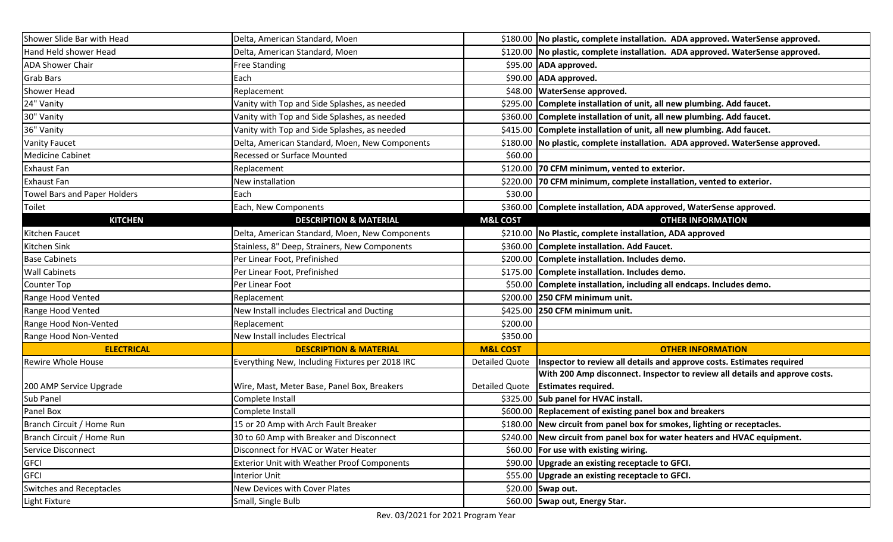| Shower Slide Bar with Head | Delta, American Standard, Moen | $180.00 | **No plastic, complete installation. ADA approved. WaterSense approved.** |
|---|---|---|---|
| Hand Held shower Head | Delta, American Standard, Moen | $120.00 | **No plastic, complete installation. ADA approved. WaterSense approved.** |
| ADA Shower Chair | Free Standing | $95.00 | **ADA approved.** |
| Grab Bars | Each | $90.00 | **ADA approved.** |
| Shower Head | Replacement | $48.00 | **WaterSense approved.** |
| 24" Vanity | Vanity with Top and Side Splashes, as needed | $295.00 | **Complete installation of unit, all new plumbing. Add faucet.** |
| 30" Vanity | Vanity with Top and Side Splashes, as needed | $360.00 | **Complete installation of unit, all new plumbing. Add faucet.** |
| 36" Vanity | Vanity with Top and Side Splashes, as needed | $415.00 | **Complete installation of unit, all new plumbing. Add faucet.** |
| Vanity Faucet | Delta, American Standard, Moen, New Components | $180.00 | **No plastic, complete installation. ADA approved. WaterSense approved.** |
| Medicine Cabinet | Recessed or Surface Mounted | $60.00 | |
| Exhaust Fan | Replacement | $120.00 | **70 CFM minimum, vented to exterior.** |
| Exhaust Fan | New installation | $220.00 | **70 CFM minimum, complete installation, vented to exterior.** |
| Towel Bars and Paper Holders | Each | $30.00 | |
| Toilet | Each, New Components | $360.00 | **Complete installation, ADA approved, WaterSense approved.** |
| **KITCHEN** | **DESCRIPTION & MATERIAL** | **M&L COST** | **OTHER INFORMATION** |
| Kitchen Faucet | Delta, American Standard, Moen, New Components | $210.00 | **No Plastic, complete installation, ADA approved** |
| Kitchen Sink | Stainless, 8" Deep, Strainers, New Components | $360.00 | **Complete installation. Add Faucet.** |
| Base Cabinets | Per Linear Foot, Prefinished | $200.00 | **Complete installation. Includes demo.** |
| Wall Cabinets | Per Linear Foot, Prefinished | $175.00 | **Complete installation. Includes demo.** |
| Counter Top | Per Linear Foot | $50.00 | **Complete installation, including all endcaps. Includes demo.** |
| Range Hood Vented | Replacement | $200.00 | **250 CFM minimum unit.** |
| Range Hood Vented | New Install includes Electrical and Ducting | $425.00 | **250 CFM minimum unit.** |
| Range Hood Non-Vented | Replacement | $200.00 | |
| Range Hood Non-Vented | New Install includes Electrical | $350.00 | |
| **ELECTRICAL** | **DESCRIPTION & MATERIAL** | **M&L COST** | **OTHER INFORMATION** |
| Rewire Whole House | Everything New, Including Fixtures per 2018 IRC | Detailed Quote | **Inspector to review all details and approve costs. Estimates required** |
| 200 AMP Service Upgrade | Wire, Mast, Meter Base, Panel Box, Breakers | Detailed Quote | **With 200 Amp disconnect. Inspector to review all details and approve costs. Estimates required.** |
| Sub Panel | Complete Install | $325.00 | **Sub panel for HVAC install.** |
| Panel Box | Complete Install | $600.00 | **Replacement of existing panel box and breakers** |
| Branch Circuit / Home Run | 15 or 20 Amp with Arch Fault Breaker | $180.00 | **New circuit from panel box for smokes, lighting or receptacles.** |
| Branch Circuit / Home Run | 30 to 60 Amp with Breaker and Disconnect | $240.00 | **New circuit from panel box for water heaters and HVAC equipment.** |
| Service Disconnect | Disconnect for HVAC or Water Heater | $60.00 | **For use with existing wiring.** |
| GFCI | Exterior Unit with Weather Proof Components | $90.00 | **Upgrade an existing receptacle to GFCI.** |
| GFCI | Interior Unit | $55.00 | **Upgrade an existing receptacle to GFCI.** |
| Switches and Receptacles | New Devices with Cover Plates | $20.00 | **Swap out.** |
| Light Fixture | Small, Single Bulb | $60.00 | **Swap out, Energy Star.** |

Rev. 03/2021 for 2021 Program Year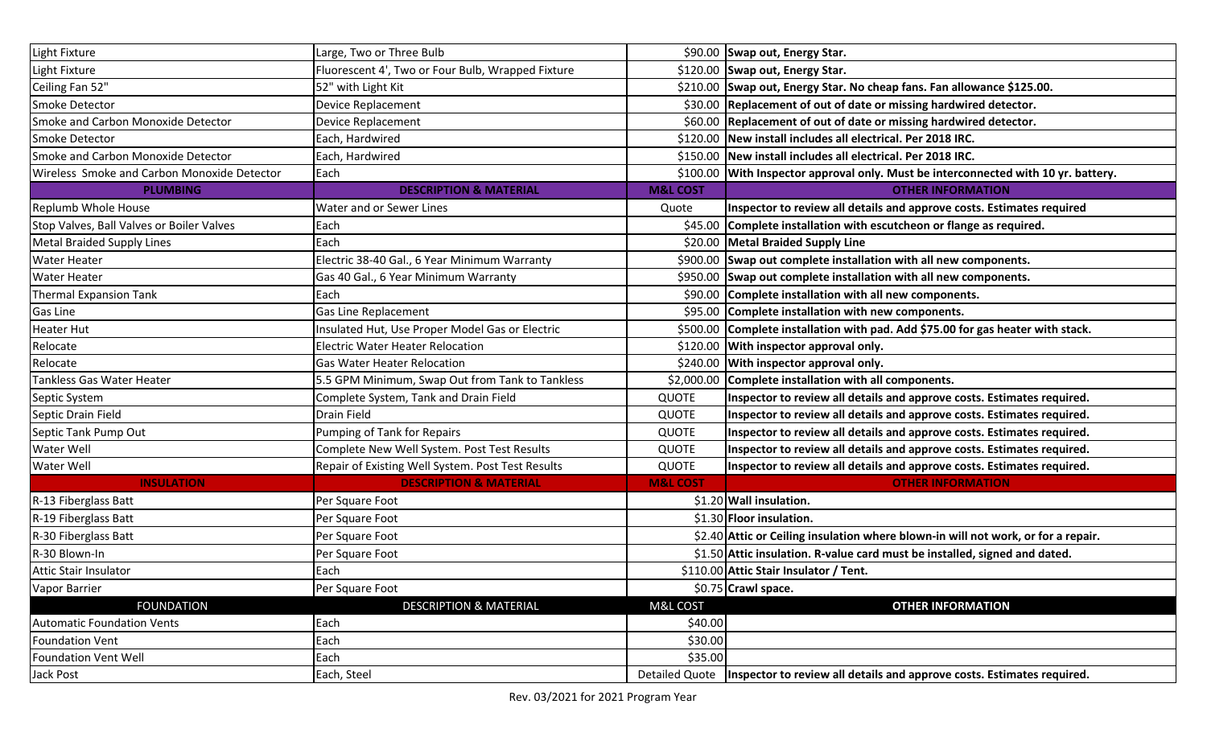| | | | |
|---|---|---|---|
| Light Fixture | Large, Two or Three Bulb | $90.00 | **Swap out, Energy Star.** |
| Light Fixture | Fluorescent 4', Two or Four Bulb, Wrapped Fixture | $120.00 | **Swap out, Energy Star.** |
| Ceiling Fan 52" | 52" with Light Kit | $210.00 | **Swap out, Energy Star. No cheap fans. Fan allowance $125.00.** |
| Smoke Detector | Device Replacement | $30.00 | **Replacement of out of date or missing hardwired detector.** |
| Smoke and Carbon Monoxide Detector | Device Replacement | $60.00 | **Replacement of out of date or missing hardwired detector.** |
| Smoke Detector | Each, Hardwired | $120.00 | **New install includes all electrical. Per 2018 IRC.** |
| Smoke and Carbon Monoxide Detector | Each, Hardwired | $150.00 | **New install includes all electrical. Per 2018 IRC.** |
| Wireless Smoke and Carbon Monoxide Detector | Each | $100.00 | **With Inspector approval only. Must be interconnected with 10 yr. battery.** |
| **PLUMBING** | **DESCRIPTION & MATERIAL** | **M&L COST** | **OTHER INFORMATION** |
| Replumb Whole House | Water and or Sewer Lines | Quote | **Inspector to review all details and approve costs. Estimates required** |
| Stop Valves, Ball Valves or Boiler Valves | Each | $45.00 | **Complete installation with escutcheon or flange as required.** |
| Metal Braided Supply Lines | Each | $20.00 | **Metal Braided Supply Line** |
| Water Heater | Electric 38-40 Gal., 6 Year Minimum Warranty | $900.00 | **Swap out complete installation with all new components.** |
| Water Heater | Gas 40 Gal., 6 Year Minimum Warranty | $950.00 | **Swap out complete installation with all new components.** |
| Thermal Expansion Tank | Each | $90.00 | **Complete installation with all new components.** |
| Gas Line | Gas Line Replacement | $95.00 | **Complete installation with new components.** |
| Heater Hut | Insulated Hut, Use Proper Model Gas or Electric | $500.00 | **Complete installation with pad. Add $75.00 for gas heater with stack.** |
| Relocate | Electric Water Heater Relocation | $120.00 | **With inspector approval only.** |
| Relocate | Gas Water Heater Relocation | $240.00 | **With inspector approval only.** |
| Tankless Gas Water Heater | 5.5 GPM Minimum, Swap Out from Tank to Tankless | $2,000.00 | **Complete installation with all components.** |
| Septic System | Complete System, Tank and Drain Field | QUOTE | **Inspector to review all details and approve costs. Estimates required.** |
| Septic Drain Field | Drain Field | QUOTE | **Inspector to review all details and approve costs. Estimates required.** |
| Septic Tank Pump Out | Pumping of Tank for Repairs | QUOTE | **Inspector to review all details and approve costs. Estimates required.** |
| Water Well | Complete New Well System. Post Test Results | QUOTE | **Inspector to review all details and approve costs. Estimates required.** |
| Water Well | Repair of Existing Well System. Post Test Results | QUOTE | **Inspector to review all details and approve costs. Estimates required.** |
| **INSULATION** | **DESCRIPTION & MATERIAL** | **M&L COST** | **OTHER INFORMATION** |
| R-13 Fiberglass Batt | Per Square Foot | $1.20 | **Wall insulation.** |
| R-19 Fiberglass Batt | Per Square Foot | $1.30 | **Floor insulation.** |
| R-30 Fiberglass Batt | Per Square Foot | $2.40 | **Attic or Ceiling insulation where blown-in will not work, or for a repair.** |
| R-30 Blown-In | Per Square Foot | $1.50 | **Attic insulation. R-value card must be installed, signed and dated.** |
| Attic Stair Insulator | Each | $110.00 | **Attic Stair Insulator / Tent.** |
| Vapor Barrier | Per Square Foot | $0.75 | **Crawl space.** |
| FOUNDATION | DESCRIPTION & MATERIAL | M&L COST | **OTHER INFORMATION** |
| Automatic Foundation Vents | Each | $40.00 | |
| Foundation Vent | Each | $30.00 | |
| Foundation Vent Well | Each | $35.00 | |
| Jack Post | Each, Steel | Detailed Quote | **Inspector to review all details and approve costs. Estimates required.** |

Rev. 03/2021 for 2021 Program Year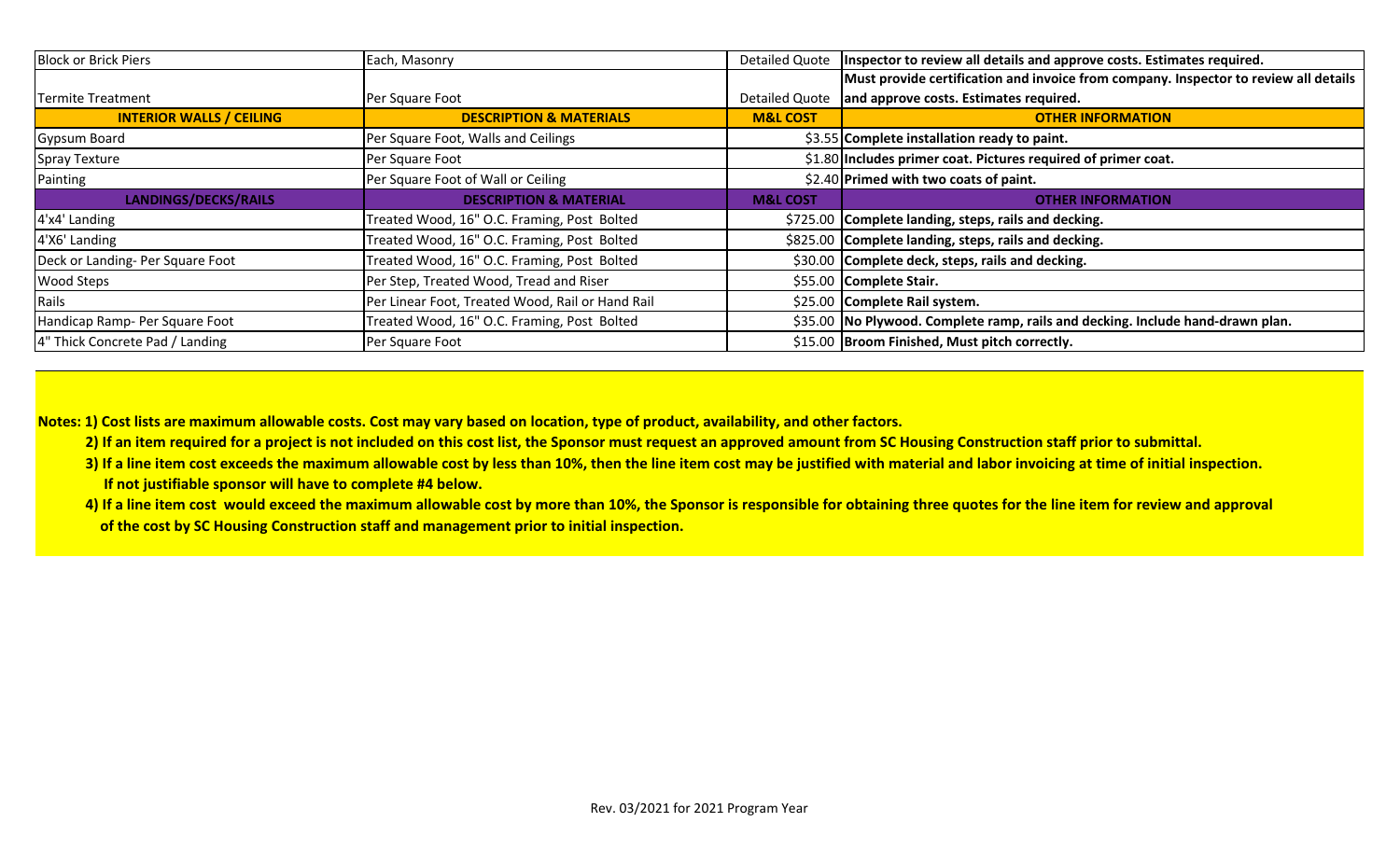| | | | |
|---|---|---|---|
| Block or Brick Piers | Each, Masonry | Detailed Quote | **Inspector to review all details and approve costs. Estimates required.** |
| Termite Treatment | Per Square Foot | Detailed Quote | **Must provide certification and invoice from company. Inspector to review all details and approve costs. Estimates required.** |
| **INTERIOR WALLS / CEILING** | **DESCRIPTION & MATERIALS** | **M&L COST** | **OTHER INFORMATION** |
| Gypsum Board | Per Square Foot, Walls and Ceilings | $3.55 | **Complete installation ready to paint.** |
| Spray Texture | Per Square Foot | $1.80 | **Includes primer coat. Pictures required of primer coat.** |
| Painting | Per Square Foot of Wall or Ceiling | $2.40 | **Primed with two coats of paint.** |
| **LANDINGS/DECKS/RAILS** | **DESCRIPTION & MATERIAL** | **M&L COST** | **OTHER INFORMATION** |
| 4'x4' Landing | Treated Wood, 16" O.C. Framing, Post Bolted | $725.00 | **Complete landing, steps, rails and decking.** |
| 4'X6' Landing | Treated Wood, 16" O.C. Framing, Post Bolted | $825.00 | **Complete landing, steps, rails and decking.** |
| Deck or Landing- Per Square Foot | Treated Wood, 16" O.C. Framing, Post Bolted | $30.00 | **Complete deck, steps, rails and decking.** |
| Wood Steps | Per Step, Treated Wood, Tread and Riser | $55.00 | **Complete Stair.** |
| Rails | Per Linear Foot, Treated Wood, Rail or Hand Rail | $25.00 | **Complete Rail system.** |
| Handicap Ramp- Per Square Foot | Treated Wood, 16" O.C. Framing, Post Bolted | $35.00 | **No Plywood. Complete ramp, rails and decking. Include hand-drawn plan.** |
| 4" Thick Concrete Pad / Landing | Per Square Foot | $15.00 | **Broom Finished, Must pitch correctly.** |

**Notes: 1) Cost lists are maximum allowable costs. Cost may vary based on location, type of product, availability, and other factors.**

**2) If an item required for a project is not included on this cost list, the Sponsor must request an approved amount from SC Housing Construction staff prior to submittal.**

**3) If a line item cost exceeds the maximum allowable cost by less than 10%, then the line item cost may be justified with material and labor invoicing at time of initial inspection. If not justifiable sponsor will have to complete #4 below.**

**4) If a line item cost would exceed the maximum allowable cost by more than 10%, the Sponsor is responsible for obtaining three quotes for the line item for review and approval of the cost by SC Housing Construction staff and management prior to initial inspection.**

Rev. 03/2021 for 2021 Program Year